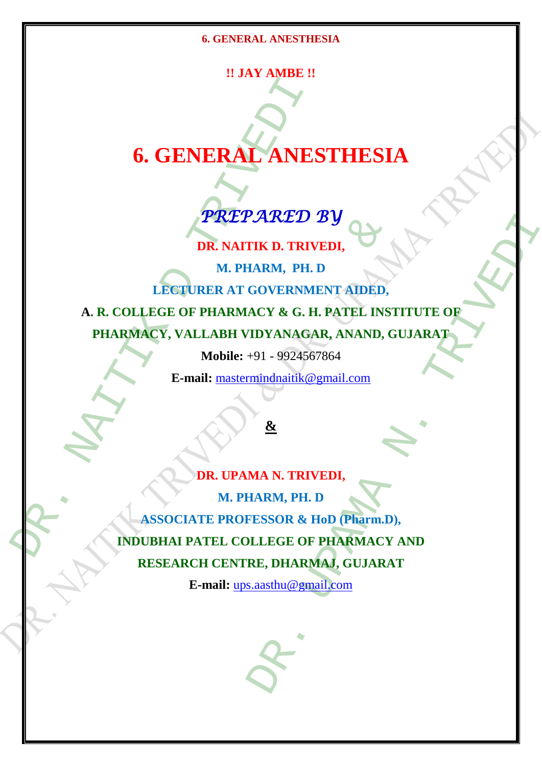**!! JAY AMBE !!**

# 6. GENERAL ANESTHESIA

## *PREPARED BY*

**DR. NAITIK D. TRIVEDI,**

**M. PHARM, PH. D**

**LECTURER AT GOVERNMENT AIDED,**

**A. R. COLLEGE OF PHARMACY & G. H. PATEL INSTITUTE OF PHARMACY, VALLABH VIDYANAGAR, ANAND, GUJARAT**

**Mobile:** +91 - 9924567864

**E-mail:** mastermindnaitik@gmail.com

**&**

**DR. UPAMA N. TRIVEDI,**

**M. PHARM, PH. D**

**ASSOCIATE PROFESSOR & HoD (Pharm.D),**

**INDUBHAI PATEL COLLEGE OF PHARMACY AND RESEARCH CENTRE, DHARMAJ, GUJARAT**

**E-mail:** ups.aasthu@gmail.com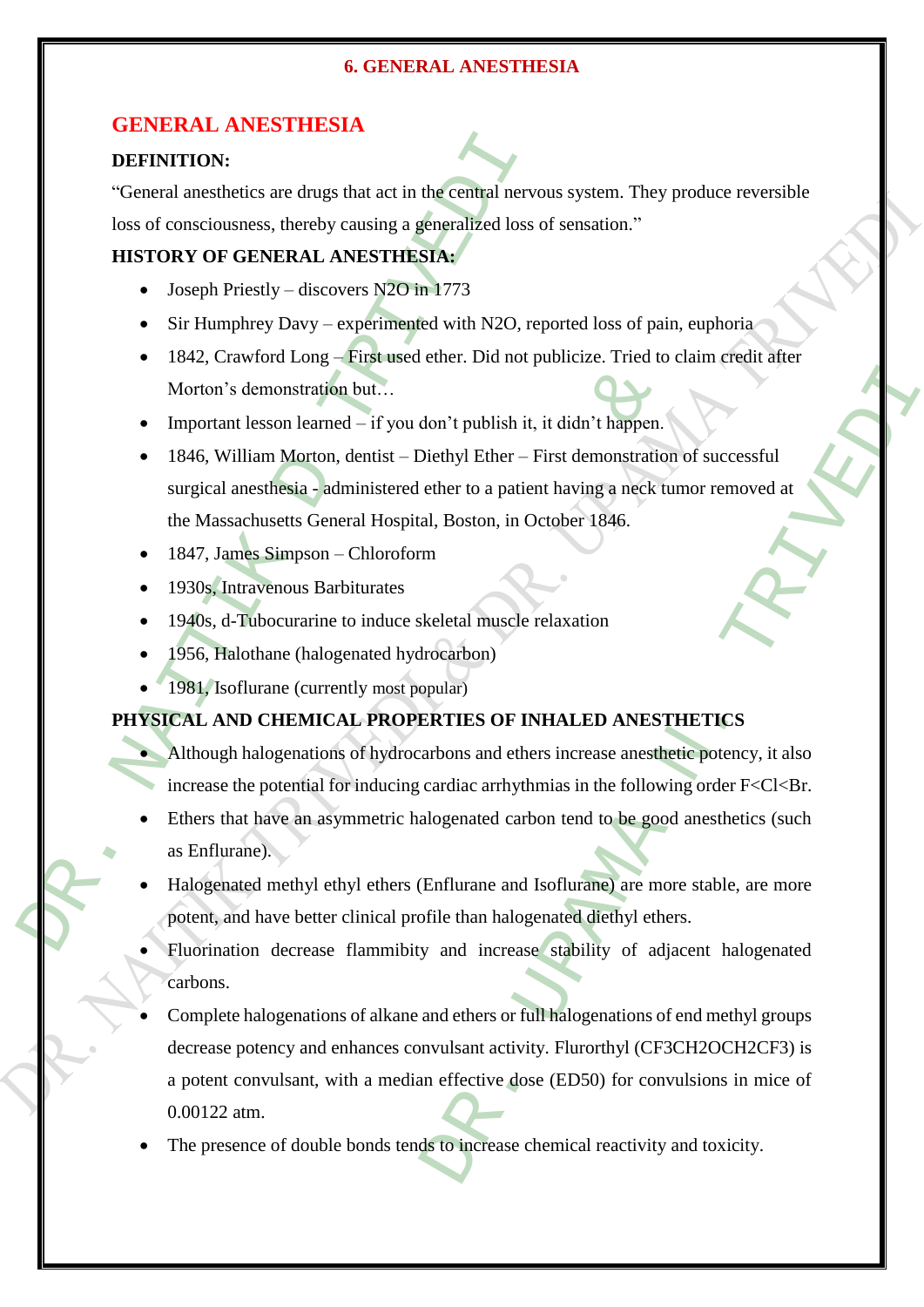# 6. GENERAL ANESTHESIA

## GENERAL ANESTHESIA

**DEFINITION:**

"General anesthetics are drugs that act in the central nervous system. They produce reversible loss of consciousness, thereby causing a generalized loss of sensation."

**HISTORY OF GENERAL ANESTHESIA:**

- Joseph Priestly – discovers $N_2O$ in 1773
- Sir Humphrey Davy – experimented with $N_2O$, reported loss of pain, euphoria
- 1842, Crawford Long – First used ether. Did not publicize. Tried to claim credit after Morton's demonstration but…
- Important lesson learned – if you don't publish it, it didn't happen.
- 1846, William Morton, dentist – Diethyl Ether – First demonstration of successful surgical anesthesia - administered ether to a patient having a neck tumor removed at the Massachusetts General Hospital, Boston, in October 1846.
- 1847, James Simpson – Chloroform
- 1930s, Intravenous Barbiturates
- 1940s, d-Tubocurarine to induce skeletal muscle relaxation
- 1956, Halothane (halogenated hydrocarbon)
- 1981, Isoflurane (currently most popular)

**PHYSICAL AND CHEMICAL PROPERTIES OF INHALED ANESTHETICS**

- Although halogenations of hydrocarbons and ethers increase anesthetic potency, it also increase the potential for inducing cardiac arrhythmias in the following order F<Cl<Br.
- Ethers that have an asymmetric halogenated carbon tend to be good anesthetics (such as Enflurane).
- Halogenated methyl ethyl ethers (Enflurane and Isoflurane) are more stable, are more potent, and have better clinical profile than halogenated diethyl ethers.
- Fluorination decrease flammibity and increase stability of adjacent halogenated carbons.
- Complete halogenations of alkane and ethers or full halogenations of end methyl groups decrease potency and enhances convulsant activity. Flurorthyl ($CF_3CH_2OCH_2CF_3$) is a potent convulsant, with a median effective dose ($ED_{50}$) for convulsions in mice of 0.00122 atm.
- The presence of double bonds tends to increase chemical reactivity and toxicity.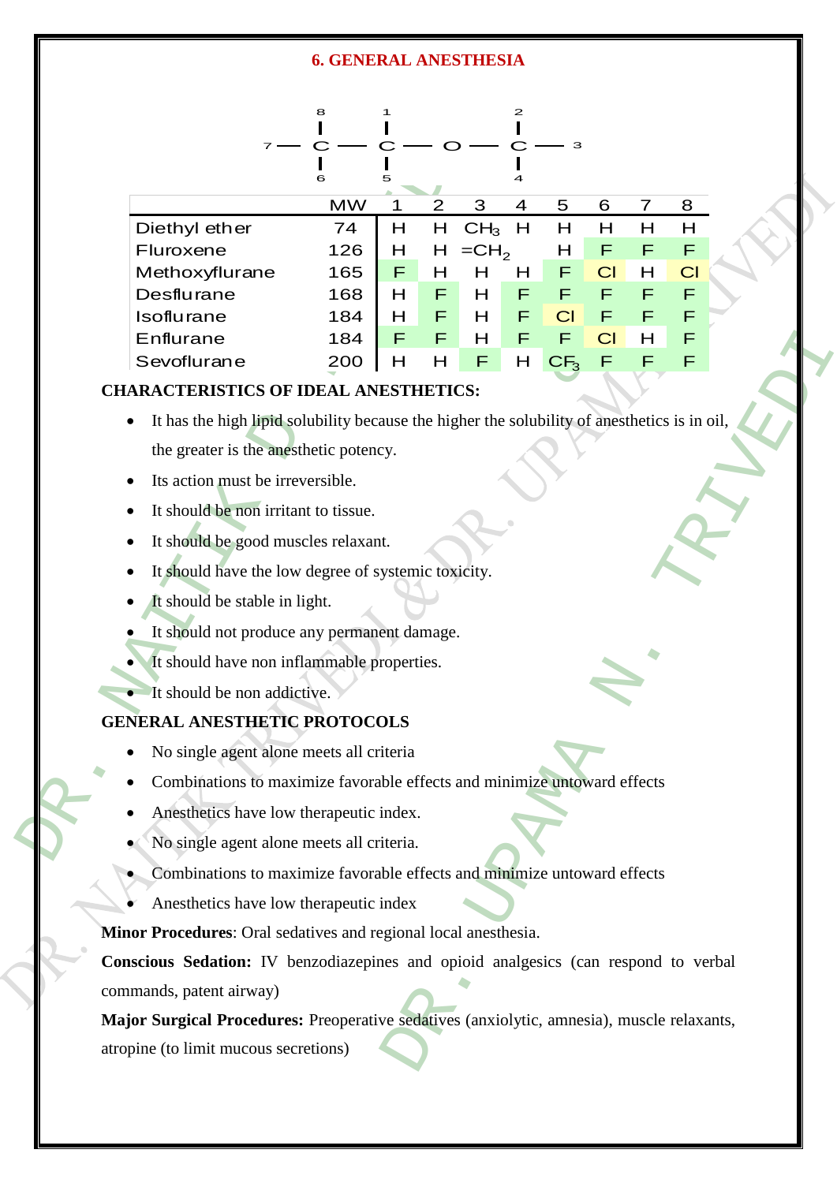## 6. GENERAL ANESTHESIA

```
          8         1                   2
          |         |                   |
    7 --- C ------- C ------- O ------- C --- 3
          |         |                   |
          6         5                   4
```

| | MW | 1 | 2 | 3 | 4 | 5 | 6 | 7 | 8 |
|---|---|---|---|---|---|---|---|---|---|
| Diethyl ether | 74 | H | H | $CH_3$ | H | H | H | H | H |
| Fluroxene | 126 | H | H | $=CH_2$ | | H | F | F | F |
| Methoxyflurane | 165 | F | H | H | H | F | Cl | H | Cl |
| Desflurane | 168 | H | F | H | F | F | F | F | F |
| Isoflurane | 184 | H | F | H | F | Cl | F | F | F |
| Enflurane | 184 | F | F | H | F | F | Cl | H | F |
| Sevoflurane | 200 | H | H | F | H | $CF_3$ | F | F | F |

### CHARACTERISTICS OF IDEAL ANESTHETICS:

- It has the high lipid solubility because the higher the solubility of anesthetics is in oil, the greater is the anesthetic potency.
- Its action must be irreversible.
- It should be non irritant to tissue.
- It should be good muscles relaxant.
- It should have the low degree of systemic toxicity.
- It should be stable in light.
- It should not produce any permanent damage.
- It should have non inflammable properties.
- It should be non addictive.

### GENERAL ANESTHETIC PROTOCOLS

- No single agent alone meets all criteria
- Combinations to maximize favorable effects and minimize untoward effects
- Anesthetics have low therapeutic index.
- No single agent alone meets all criteria.
- Combinations to maximize favorable effects and minimize untoward effects
- Anesthetics have low therapeutic index

**Minor Procedures**: Oral sedatives and regional local anesthesia.

**Conscious Sedation:** IV benzodiazepines and opioid analgesics (can respond to verbal commands, patent airway)

**Major Surgical Procedures:** Preoperative sedatives (anxiolytic, amnesia), muscle relaxants, atropine (to limit mucous secretions)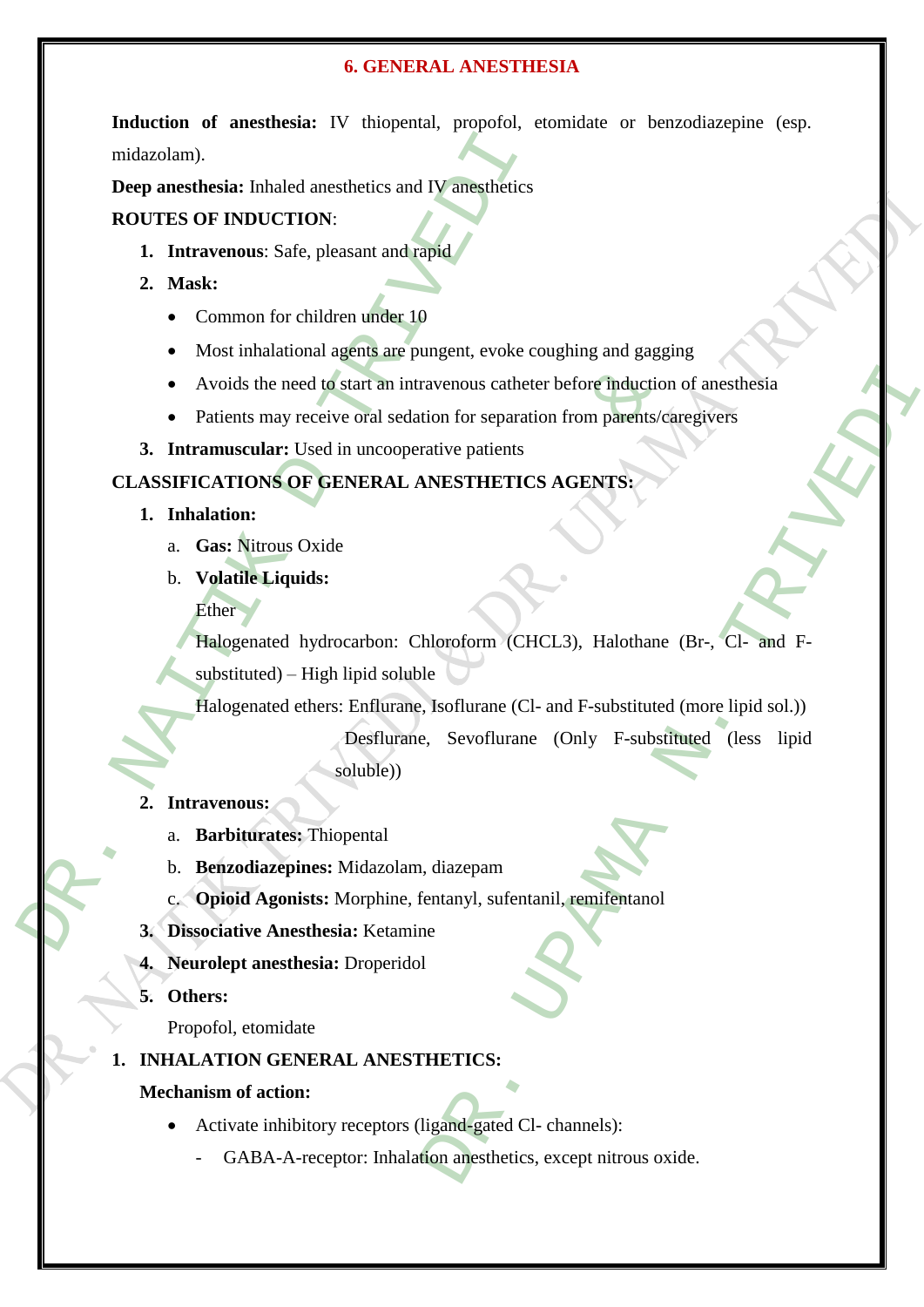# 6. GENERAL ANESTHESIA

**Induction of anesthesia:** IV thiopental, propofol, etomidate or benzodiazepine (esp. midazolam).

**Deep anesthesia:** Inhaled anesthetics and IV anesthetics

**ROUTES OF INDUCTION**:

1. **Intravenous**: Safe, pleasant and rapid
2. **Mask:**
   - Common for children under 10
   - Most inhalational agents are pungent, evoke coughing and gagging
   - Avoids the need to start an intravenous catheter before induction of anesthesia
   - Patients may receive oral sedation for separation from parents/caregivers
3. **Intramuscular:** Used in uncooperative patients

**CLASSIFICATIONS OF GENERAL ANESTHETICS AGENTS:**

1. **Inhalation:**
   a. **Gas:** Nitrous Oxide
   b. **Volatile Liquids:**
      Ether
      Halogenated hydrocarbon: Chloroform ($CHCL_3$), Halothane (Br-, Cl- and F-substituted) – High lipid soluble
      Halogenated ethers: Enflurane, Isoflurane (Cl- and F-substituted (more lipid sol.))
      Desflurane, Sevoflurane (Only F-substituted (less lipid soluble))
2. **Intravenous:**
   a. **Barbiturates:** Thiopental
   b. **Benzodiazepines:** Midazolam, diazepam
   c. **Opioid Agonists:** Morphine, fentanyl, sufentanil, remifentanol
3. **Dissociative Anesthesia:** Ketamine
4. **Neurolept anesthesia:** Droperidol
5. **Others:**
   Propofol, etomidate

1. **INHALATION GENERAL ANESTHETICS:**

   **Mechanism of action:**

   - Activate inhibitory receptors (ligand-gated Cl- channels):
     - GABA-A-receptor: Inhalation anesthetics, except nitrous oxide.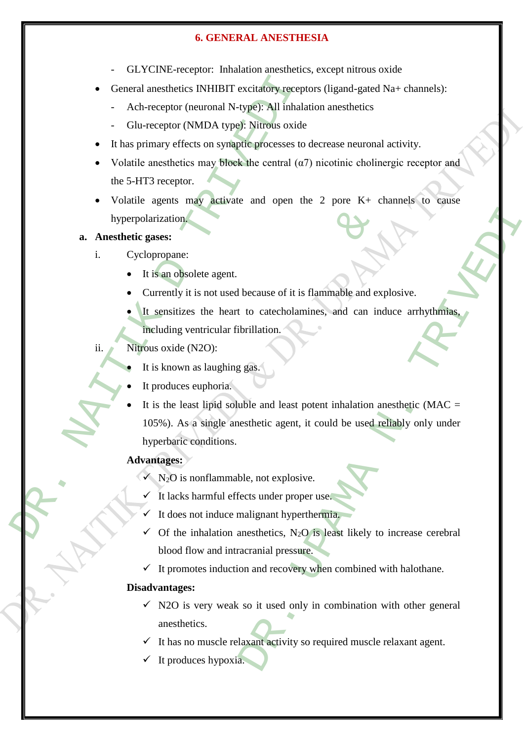- GLYCINE-receptor: Inhalation anesthetics, except nitrous oxide

- General anesthetics INHIBIT excitatory receptors (ligand-gated Na+ channels):
  - Ach-receptor (neuronal N-type): All inhalation anesthetics
  - Glu-receptor (NMDA type): Nitrous oxide
- It has primary effects on synaptic processes to decrease neuronal activity.
- Volatile anesthetics may block the central (α7) nicotinic cholinergic receptor and the 5-HT3 receptor.
- Volatile agents may activate and open the 2 pore K+ channels to cause hyperpolarization.

**a. Anesthetic gases:**

i. Cyclopropane:

- It is an obsolete agent.
- Currently it is not used because of it is flammable and explosive.
- It sensitizes the heart to catecholamines, and can induce arrhythmias, including ventricular fibrillation.

ii. Nitrous oxide (N2O):

- It is known as laughing gas.
- It produces euphoria.
- It is the least lipid soluble and least potent inhalation anesthetic (MAC = 105%). As a single anesthetic agent, it could be used reliably only under hyperbaric conditions.

**Advantages:**

- ✓ $N_2O$ is nonflammable, not explosive.
- ✓ It lacks harmful effects under proper use.
- ✓ It does not induce malignant hyperthermia.
- ✓ Of the inhalation anesthetics, $N_2O$ is least likely to increase cerebral blood flow and intracranial pressure.
- ✓ It promotes induction and recovery when combined with halothane.

**Disadvantages:**

- ✓ N2O is very weak so it used only in combination with other general anesthetics.
- ✓ It has no muscle relaxant activity so required muscle relaxant agent.
- ✓ It produces hypoxia.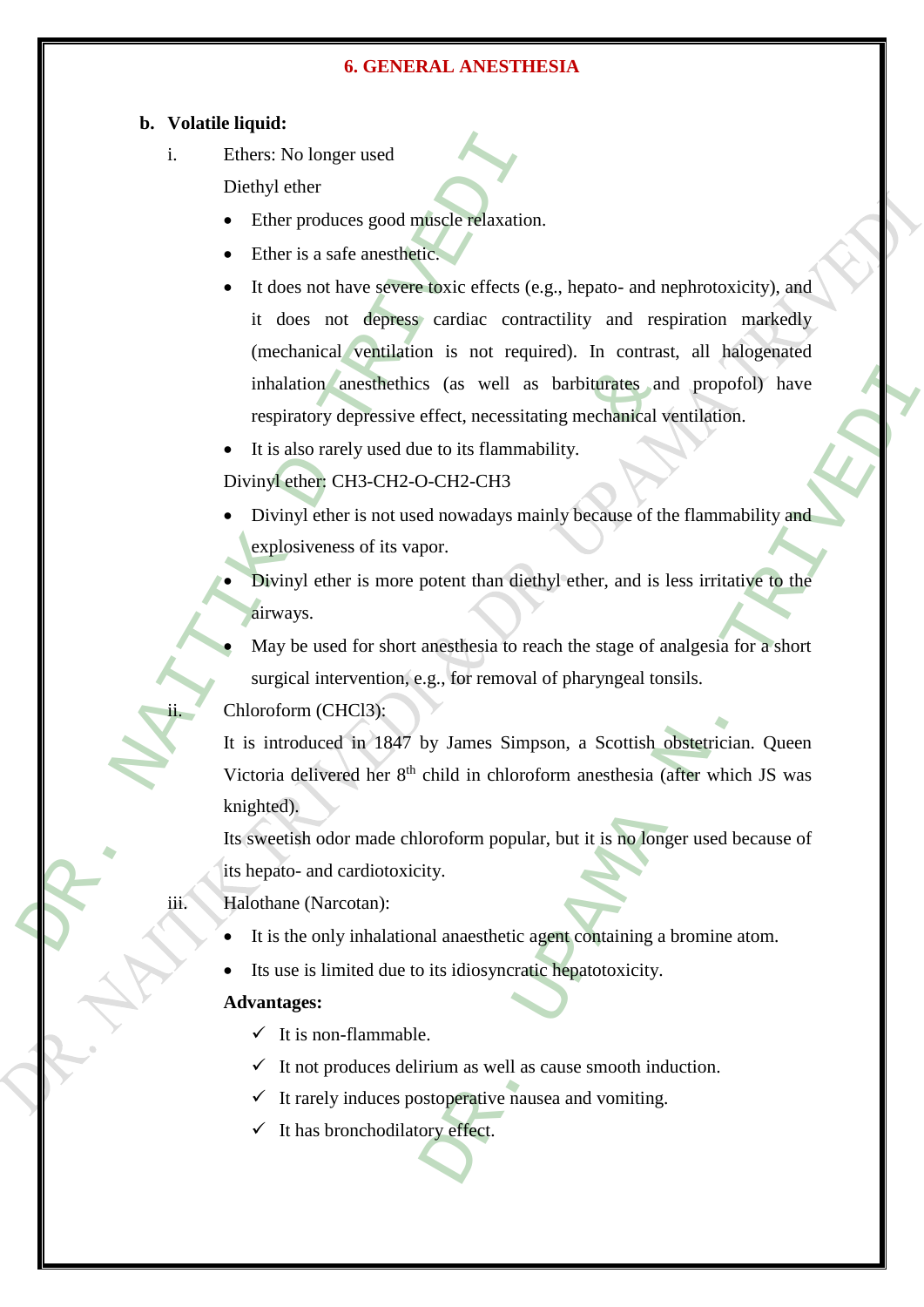# 6. GENERAL ANESTHESIA

**b. Volatile liquid:**

i. Ethers: No longer used

Diethyl ether

- Ether produces good muscle relaxation.
- Ether is a safe anesthetic.
- It does not have severe toxic effects (e.g., hepato- and nephrotoxicity), and it does not depress cardiac contractility and respiration markedly (mechanical ventilation is not required). In contrast, all halogenated inhalation anesthethics (as well as barbiturates and propofol) have respiratory depressive effect, necessitating mechanical ventilation.
- It is also rarely used due to its flammability.

Divinyl ether: CH3-CH2-O-CH2-CH3

- Divinyl ether is not used nowadays mainly because of the flammability and explosiveness of its vapor.
- Divinyl ether is more potent than diethyl ether, and is less irritative to the airways.
- May be used for short anesthesia to reach the stage of analgesia for a short surgical intervention, e.g., for removal of pharyngeal tonsils.

ii. Chloroform ($CHCl_3$):

It is introduced in 1847 by James Simpson, a Scottish obstetrician. Queen Victoria delivered her 8th child in chloroform anesthesia (after which JS was knighted).

Its sweetish odor made chloroform popular, but it is no longer used because of its hepato- and cardiotoxicity.

iii. Halothane (Narcotan):

- It is the only inhalational anaesthetic agent containing a bromine atom.
- Its use is limited due to its idiosyncratic hepatotoxicity.

**Advantages:**

- ✓ It is non-flammable.
- ✓ It not produces delirium as well as cause smooth induction.
- ✓ It rarely induces postoperative nausea and vomiting.
- ✓ It has bronchodilatory effect.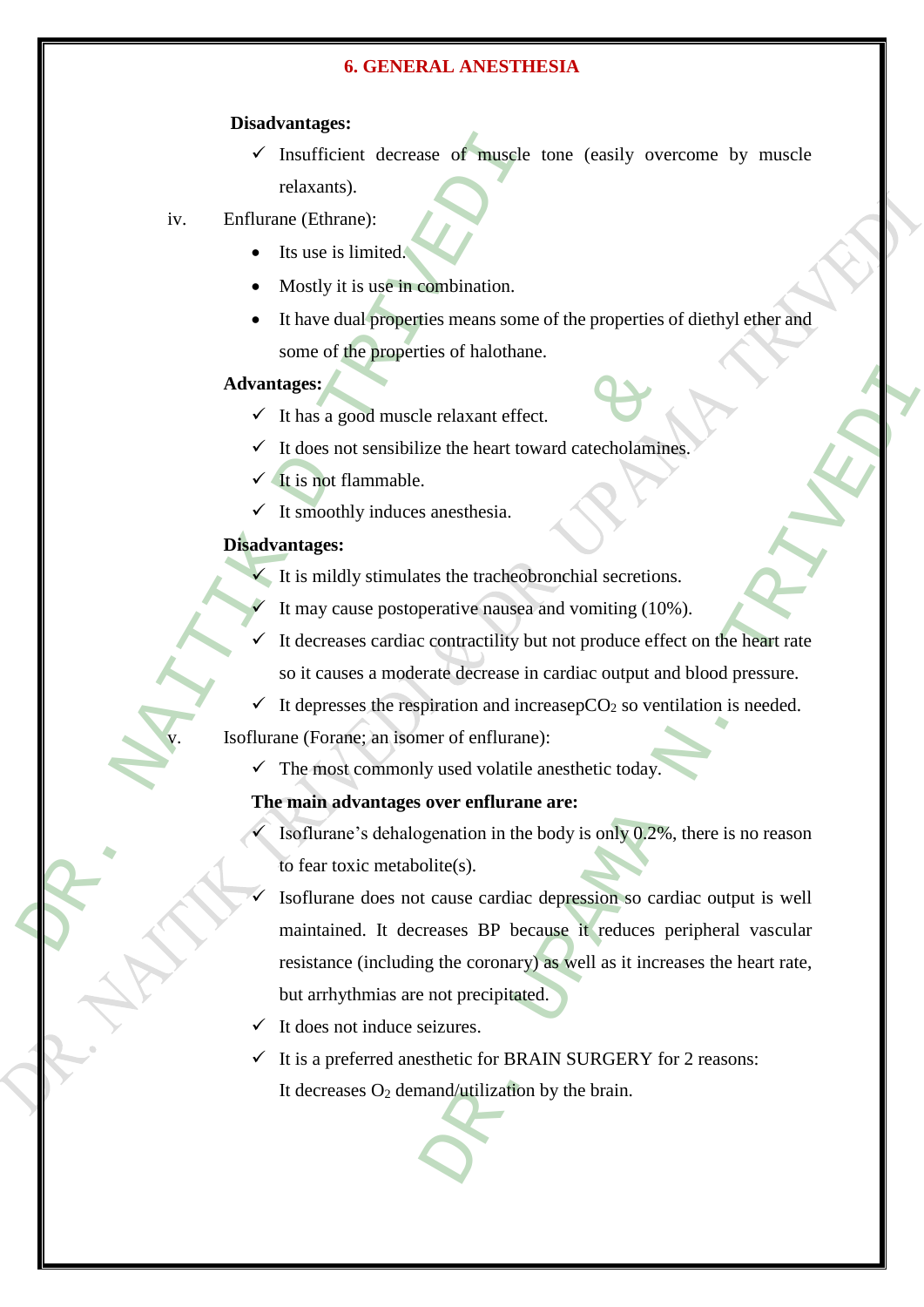**Disadvantages:**

- ✓ Insufficient decrease of muscle tone (easily overcome by muscle relaxants).

iv. Enflurane (Ethrane):

- Its use is limited.
- Mostly it is use in combination.
- It have dual properties means some of the properties of diethyl ether and some of the properties of halothane.

**Advantages:**

- ✓ It has a good muscle relaxant effect.
- ✓ It does not sensibilize the heart toward catecholamines.
- ✓ It is not flammable.
- ✓ It smoothly induces anesthesia.

**Disadvantages:**

- ✓ It is mildly stimulates the tracheobronchial secretions.
- ✓ It may cause postoperative nausea and vomiting (10%).
- ✓ It decreases cardiac contractility but not produce effect on the heart rate so it causes a moderate decrease in cardiac output and blood pressure.
- ✓ It depresses the respiration and increasep$CO_2$ so ventilation is needed.

v. Isoflurane (Forane; an isomer of enflurane):

- ✓ The most commonly used volatile anesthetic today.

**The main advantages over enflurane are:**

- ✓ Isoflurane's dehalogenation in the body is only 0.2%, there is no reason to fear toxic metabolite(s).
- ✓ Isoflurane does not cause cardiac depression so cardiac output is well maintained. It decreases BP because it reduces peripheral vascular resistance (including the coronary) as well as it increases the heart rate, but arrhythmias are not precipitated.
- ✓ It does not induce seizures.
- ✓ It is a preferred anesthetic for BRAIN SURGERY for 2 reasons: It decreases $O_2$ demand/utilization by the brain.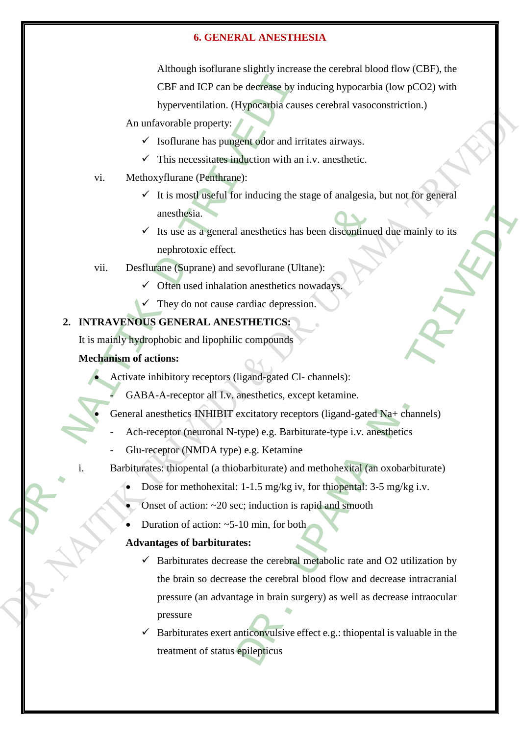Although isoflurane slightly increase the cerebral blood flow (CBF), the CBF and ICP can be decrease by inducing hypocarbia (low $pCO_2$) with hyperventilation. (Hypocarbia causes cerebral vasoconstriction.)

An unfavorable property:

- ✓ Isoflurane has pungent odor and irritates airways.
- ✓ This necessitates induction with an i.v. anesthetic.

vi. Methoxyflurane (Penthrane):

- ✓ It is mostl useful for inducing the stage of analgesia, but not for general anesthesia.
- ✓ Its use as a general anesthetics has been discontinued due mainly to its nephrotoxic effect.

vii. Desflurane (Suprane) and sevoflurane (Ultane):

- ✓ Often used inhalation anesthetics nowadays.
- ✓ They do not cause cardiac depression.

## 2. INTRAVENOUS GENERAL ANESTHETICS:

It is mainly hydrophobic and lipophilic compounds

**Mechanism of actions:**

- Activate inhibitory receptors (ligand-gated $Cl^-$ channels):
  - GABA-A-receptor all I.v. anesthetics, except ketamine.
- General anesthetics INHIBIT excitatory receptors (ligand-gated $Na^+$ channels)
  - Ach-receptor (neuronal N-type) e.g. Barbiturate-type i.v. anesthetics
  - Glu-receptor (NMDA type) e.g. Ketamine

i. Barbiturates: thiopental (a thiobarbiturate) and methohexital (an oxobarbiturate)

- Dose for methohexital: 1-1.5 mg/kg iv, for thiopental: 3-5 mg/kg i.v.
- Onset of action: ~20 sec; induction is rapid and smooth
- Duration of action: ~5-10 min, for both

**Advantages of barbiturates:**

- ✓ Barbiturates decrease the cerebral metabolic rate and $O_2$ utilization by the brain so decrease the cerebral blood flow and decrease intracranial pressure (an advantage in brain surgery) as well as decrease intraocular pressure
- ✓ Barbiturates exert anticonvulsive effect e.g.: thiopental is valuable in the treatment of status epilepticus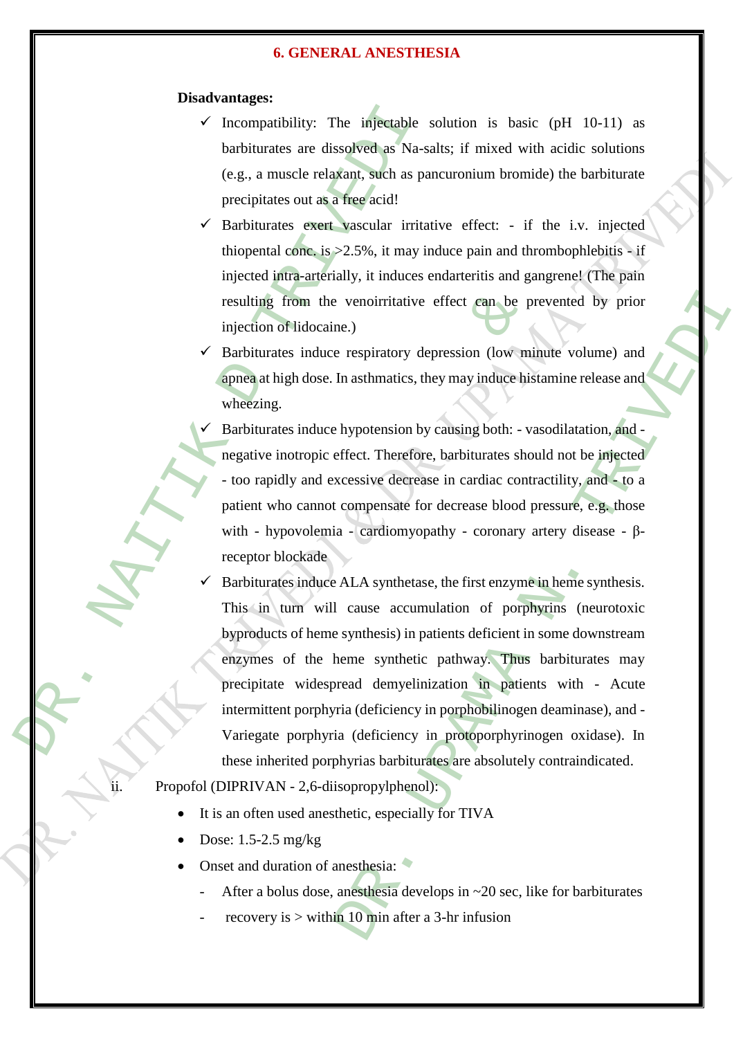**Disadvantages:**

- ✓ Incompatibility: The injectable solution is basic (pH 10-11) as barbiturates are dissolved as Na-salts; if mixed with acidic solutions (e.g., a muscle relaxant, such as pancuronium bromide) the barbiturate precipitates out as a free acid!
- ✓ Barbiturates exert vascular irritative effect: - if the i.v. injected thiopental conc. is >2.5%, it may induce pain and thrombophlebitis - if injected intra-arterially, it induces endarteritis and gangrene! (The pain resulting from the venoirritative effect can be prevented by prior injection of lidocaine.)
- ✓ Barbiturates induce respiratory depression (low minute volume) and apnea at high dose. In asthmatics, they may induce histamine release and wheezing.
- ✓ Barbiturates induce hypotension by causing both: - vasodilatation, and - negative inotropic effect. Therefore, barbiturates should not be injected - too rapidly and excessive decrease in cardiac contractility, and - to a patient who cannot compensate for decrease blood pressure, e.g. those with - hypovolemia - cardiomyopathy - coronary artery disease - β-receptor blockade
- ✓ Barbiturates induce ALA synthetase, the first enzyme in heme synthesis. This in turn will cause accumulation of porphyrins (neurotoxic byproducts of heme synthesis) in patients deficient in some downstream enzymes of the heme synthetic pathway. Thus barbiturates may precipitate widespread demyelinization in patients with - Acute intermittent porphyria (deficiency in porphobilinogen deaminase), and - Variegate porphyria (deficiency in protoporphyrinogen oxidase). In these inherited porphyrias barbiturates are absolutely contraindicated.

ii. Propofol (DIPRIVAN - 2,6-diisopropylphenol):

- It is an often used anesthetic, especially for TIVA
- Dose: 1.5-2.5 mg/kg
- Onset and duration of anesthesia:
  - After a bolus dose, anesthesia develops in ~20 sec, like for barbiturates
  - recovery is > within 10 min after a 3-hr infusion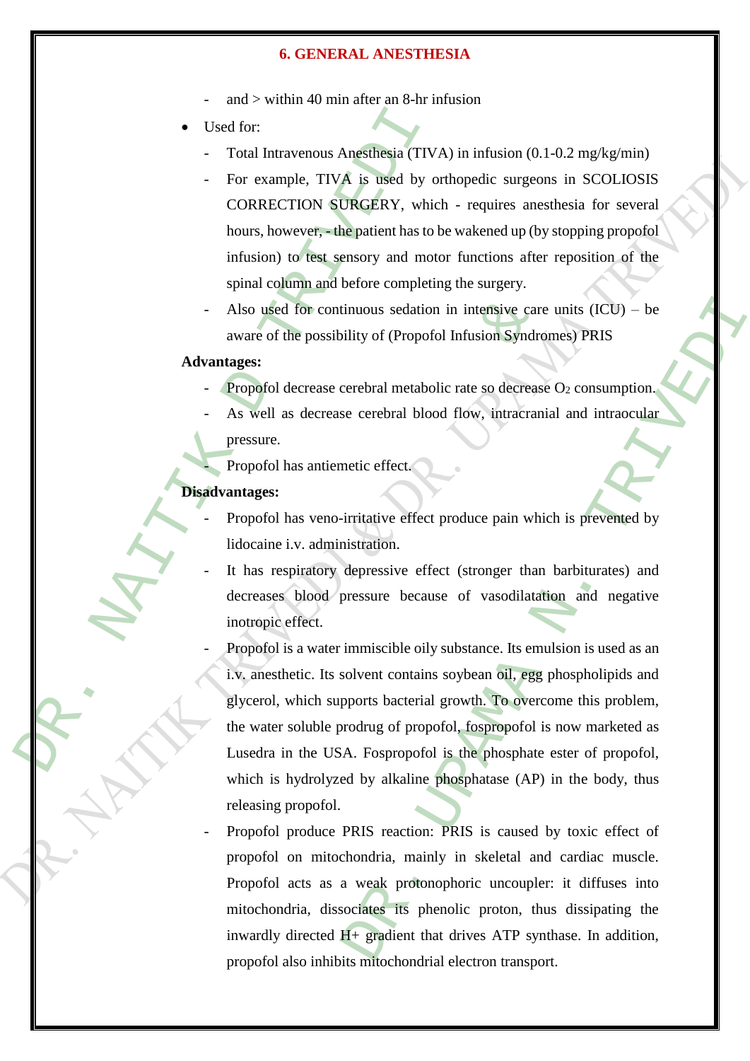- and > within 40 min after an 8-hr infusion

- Used for:
  - Total Intravenous Anesthesia (TIVA) in infusion (0.1-0.2 mg/kg/min)
  - For example, TIVA is used by orthopedic surgeons in SCOLIOSIS CORRECTION SURGERY, which - requires anesthesia for several hours, however, - the patient has to be wakened up (by stopping propofol infusion) to test sensory and motor functions after reposition of the spinal column and before completing the surgery.
  - Also used for continuous sedation in intensive care units (ICU) – be aware of the possibility of (Propofol Infusion Syndromes) PRIS

**Advantages:**

- Propofol decrease cerebral metabolic rate so decrease $O_2$ consumption.
- As well as decrease cerebral blood flow, intracranial and intraocular pressure.
- Propofol has antiemetic effect.

**Disadvantages:**

- Propofol has veno-irritative effect produce pain which is prevented by lidocaine i.v. administration.
- It has respiratory depressive effect (stronger than barbiturates) and decreases blood pressure because of vasodilatation and negative inotropic effect.
- Propofol is a water immiscible oily substance. Its emulsion is used as an i.v. anesthetic. Its solvent contains soybean oil, egg phospholipids and glycerol, which supports bacterial growth. To overcome this problem, the water soluble prodrug of propofol, fospropofol is now marketed as Lusedra in the USA. Fospropofol is the phosphate ester of propofol, which is hydrolyzed by alkaline phosphatase (AP) in the body, thus releasing propofol.
- Propofol produce PRIS reaction: PRIS is caused by toxic effect of propofol on mitochondria, mainly in skeletal and cardiac muscle. Propofol acts as a weak protonophoric uncoupler: it diffuses into mitochondria, dissociates its phenolic proton, thus dissipating the inwardly directed $H^+$ gradient that drives ATP synthase. In addition, propofol also inhibits mitochondrial electron transport.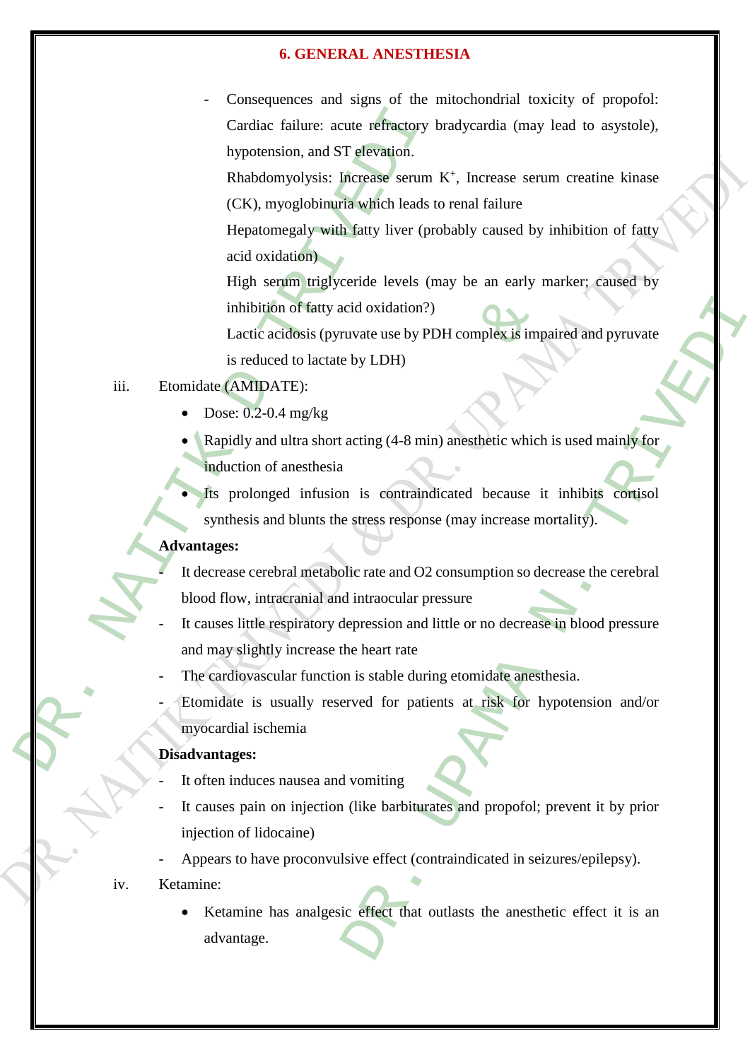- Consequences and signs of the mitochondrial toxicity of propofol:

  Cardiac failure: acute refractory bradycardia (may lead to asystole), hypotension, and ST elevation.

  Rhabdomyolysis: Increase serum $K^+$, Increase serum creatine kinase (CK), myoglobinuria which leads to renal failure

  Hepatomegaly with fatty liver (probably caused by inhibition of fatty acid oxidation)

  High serum triglyceride levels (may be an early marker; caused by inhibition of fatty acid oxidation?)

  Lactic acidosis (pyruvate use by PDH complex is impaired and pyruvate is reduced to lactate by LDH)

iii. Etomidate (AMIDATE):

- Dose: 0.2-0.4 mg/kg
- Rapidly and ultra short acting (4-8 min) anesthetic which is used mainly for induction of anesthesia
- Its prolonged infusion is contraindicated because it inhibits cortisol synthesis and blunts the stress response (may increase mortality).

**Advantages:**

- It decrease cerebral metabolic rate and O2 consumption so decrease the cerebral blood flow, intracranial and intraocular pressure
- It causes little respiratory depression and little or no decrease in blood pressure and may slightly increase the heart rate
- The cardiovascular function is stable during etomidate anesthesia.
- Etomidate is usually reserved for patients at risk for hypotension and/or myocardial ischemia

**Disadvantages:**

- It often induces nausea and vomiting
- It causes pain on injection (like barbiturates and propofol; prevent it by prior injection of lidocaine)
- Appears to have proconvulsive effect (contraindicated in seizures/epilepsy).

iv. Ketamine:

- Ketamine has analgesic effect that outlasts the anesthetic effect it is an advantage.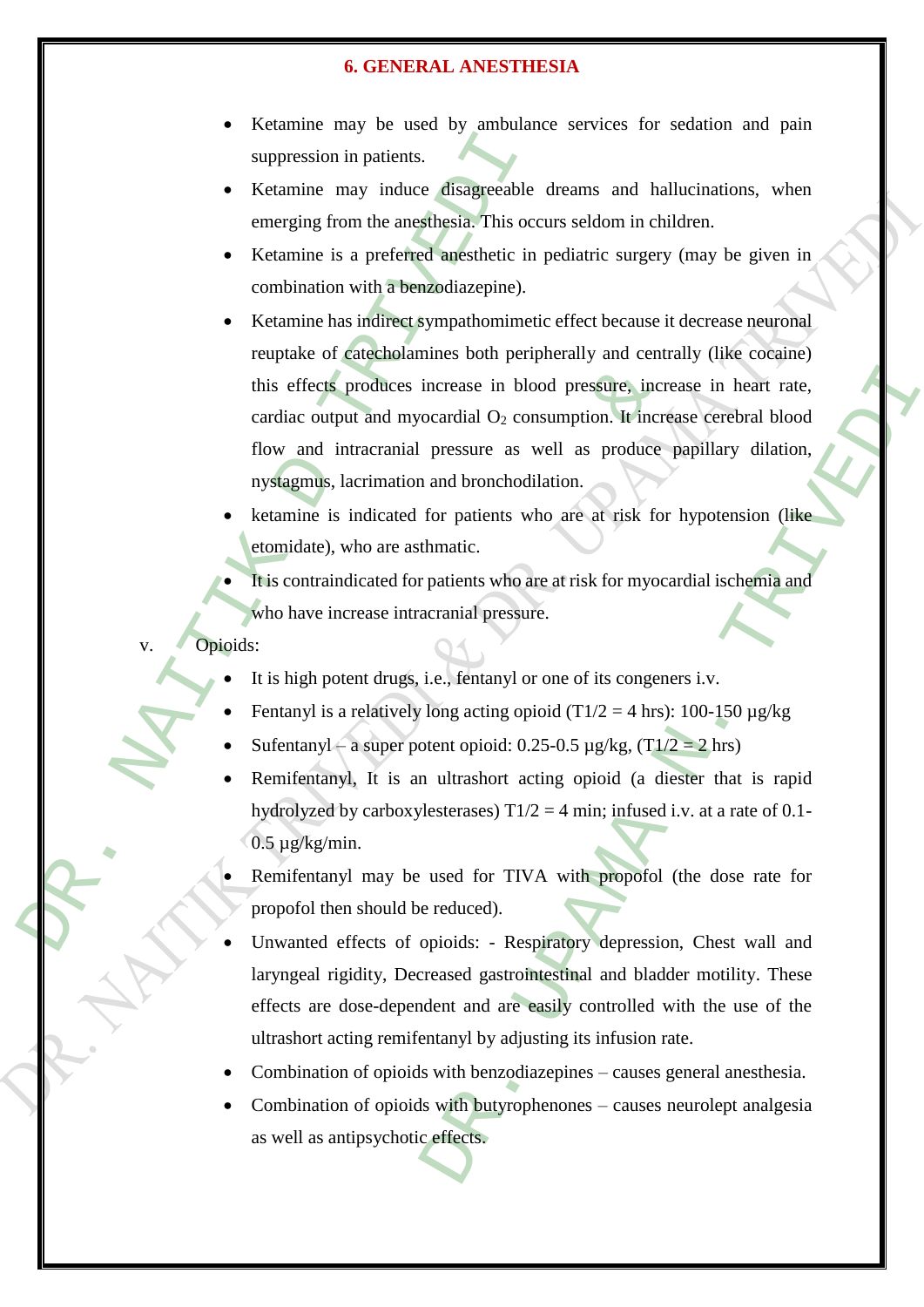## 6. GENERAL ANESTHESIA

- Ketamine may be used by ambulance services for sedation and pain suppression in patients.
- Ketamine may induce disagreeable dreams and hallucinations, when emerging from the anesthesia. This occurs seldom in children.
- Ketamine is a preferred anesthetic in pediatric surgery (may be given in combination with a benzodiazepine).
- Ketamine has indirect sympathomimetic effect because it decrease neuronal reuptake of catecholamines both peripherally and centrally (like cocaine) this effects produces increase in blood pressure, increase in heart rate, cardiac output and myocardial $O_2$ consumption. It increase cerebral blood flow and intracranial pressure as well as produce papillary dilation, nystagmus, lacrimation and bronchodilation.
- ketamine is indicated for patients who are at risk for hypotension (like etomidate), who are asthmatic.
- It is contraindicated for patients who are at risk for myocardial ischemia and who have increase intracranial pressure.

v. Opioids:

- It is high potent drugs, i.e., fentanyl or one of its congeners i.v.
- Fentanyl is a relatively long acting opioid (T1/2 = 4 hrs): 100-150 µg/kg
- Sufentanyl – a super potent opioid: 0.25-0.5 µg/kg, (T1/2 = 2 hrs)
- Remifentanyl, It is an ultrashort acting opioid (a diester that is rapid hydrolyzed by carboxylesterases) T1/2 = 4 min; infused i.v. at a rate of 0.1-0.5 µg/kg/min.
- Remifentanyl may be used for TIVA with propofol (the dose rate for propofol then should be reduced).
- Unwanted effects of opioids: - Respiratory depression, Chest wall and laryngeal rigidity, Decreased gastrointestinal and bladder motility. These effects are dose-dependent and are easily controlled with the use of the ultrashort acting remifentanyl by adjusting its infusion rate.
- Combination of opioids with benzodiazepines – causes general anesthesia.
- Combination of opioids with butyrophenones – causes neurolept analgesia as well as antipsychotic effects.